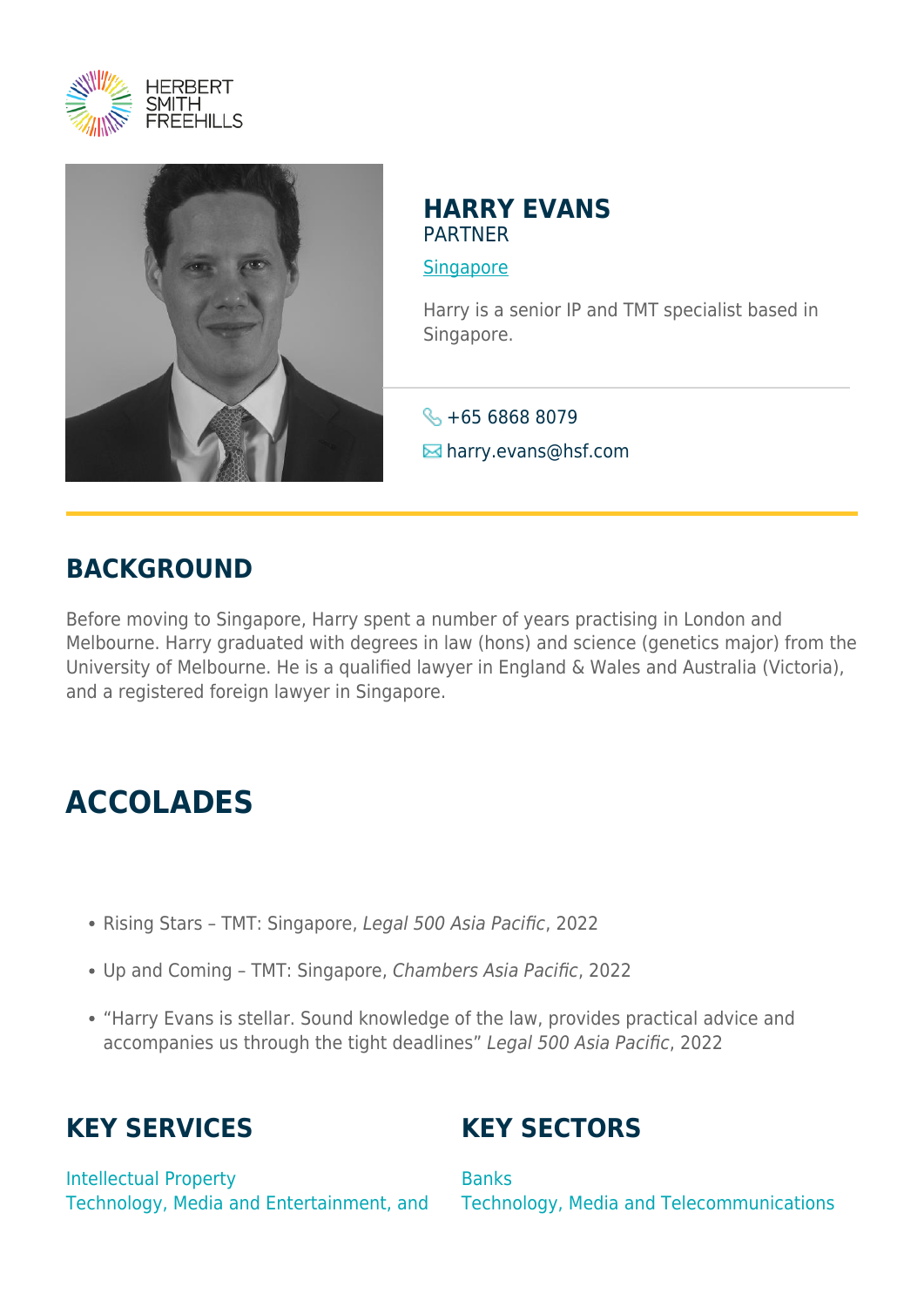# HARRY EVANS

PARTNER

Singapore

Harry is a senior IP and TMT specialist based in Singapore.

+65 6868 8079

harry.evans@hsf.com

## BACKGROUND

Before moving to Singapore, Harry spent a number of years practising in London and Melbourne. Harry graduated with degrees in law (hons) and science (genetics major) from the University of Melbourne. He is a qualified lawyer in England & Wales and Australia (Victoria), and a registered foreign lawyer in Singapore.

## ACCOLADES

- Rising Stars – TMT: Singapore, *Legal 500 Asia Pacific*, 2022
- Up and Coming – TMT: Singapore, *Chambers Asia Pacific*, 2022
- "Harry Evans is stellar. Sound knowledge of the law, provides practical advice and accompanies us through the tight deadlines" *Legal 500 Asia Pacific*, 2022

## KEY SERVICES

Intellectual Property
Technology, Media and Entertainment, and

## KEY SECTORS

Banks
Technology, Media and Telecommunications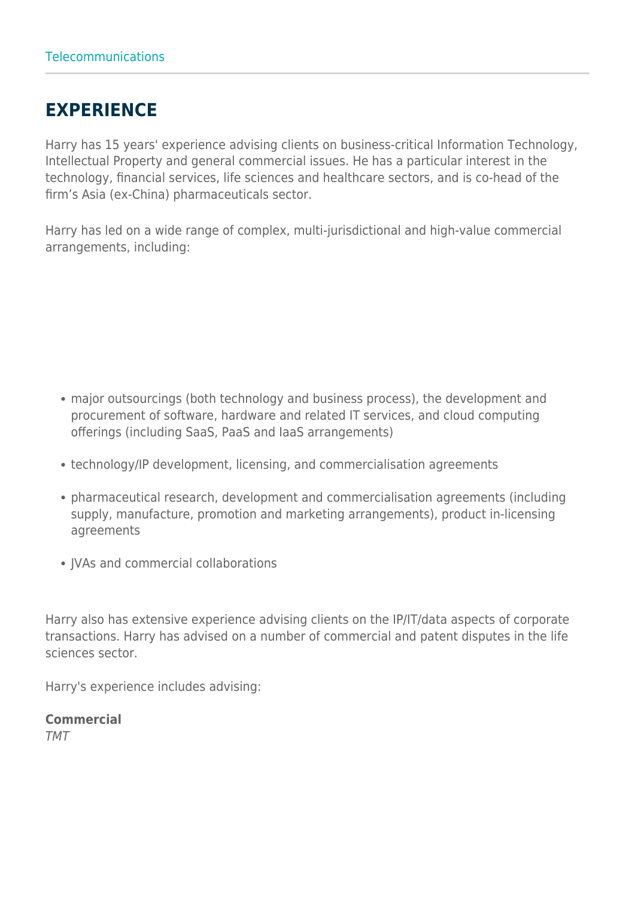Telecommunications

## EXPERIENCE

Harry has 15 years' experience advising clients on business-critical Information Technology, Intellectual Property and general commercial issues. He has a particular interest in the technology, financial services, life sciences and healthcare sectors, and is co-head of the firm's Asia (ex-China) pharmaceuticals sector.

Harry has led on a wide range of complex, multi-jurisdictional and high-value commercial arrangements, including:

- major outsourcings (both technology and business process), the development and procurement of software, hardware and related IT services, and cloud computing offerings (including SaaS, PaaS and IaaS arrangements)
- technology/IP development, licensing, and commercialisation agreements
- pharmaceutical research, development and commercialisation agreements (including supply, manufacture, promotion and marketing arrangements), product in-licensing agreements
- JVAs and commercial collaborations

Harry also has extensive experience advising clients on the IP/IT/data aspects of corporate transactions. Harry has advised on a number of commercial and patent disputes in the life sciences sector.

Harry's experience includes advising:

**Commercial**
*TMT*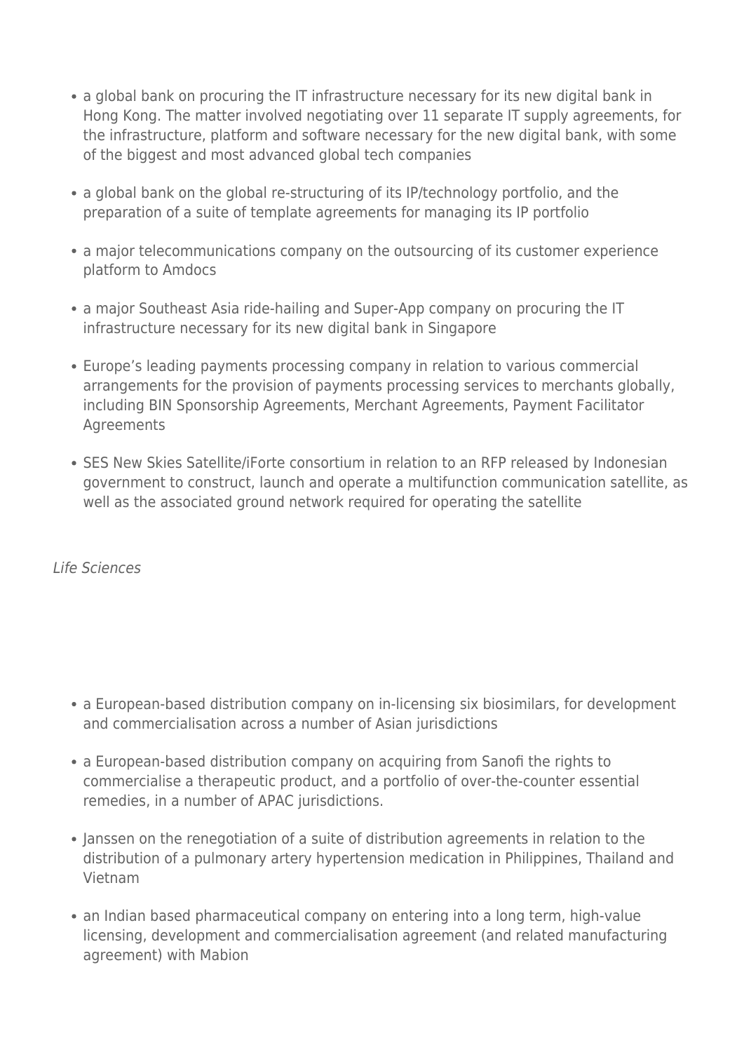- a global bank on procuring the IT infrastructure necessary for its new digital bank in Hong Kong. The matter involved negotiating over 11 separate IT supply agreements, for the infrastructure, platform and software necessary for the new digital bank, with some of the biggest and most advanced global tech companies
- a global bank on the global re-structuring of its IP/technology portfolio, and the preparation of a suite of template agreements for managing its IP portfolio
- a major telecommunications company on the outsourcing of its customer experience platform to Amdocs
- a major Southeast Asia ride-hailing and Super-App company on procuring the IT infrastructure necessary for its new digital bank in Singapore
- Europe's leading payments processing company in relation to various commercial arrangements for the provision of payments processing services to merchants globally, including BIN Sponsorship Agreements, Merchant Agreements, Payment Facilitator Agreements
- SES New Skies Satellite/iForte consortium in relation to an RFP released by Indonesian government to construct, launch and operate a multifunction communication satellite, as well as the associated ground network required for operating the satellite

*Life Sciences*

- a European-based distribution company on in-licensing six biosimilars, for development and commercialisation across a number of Asian jurisdictions
- a European-based distribution company on acquiring from Sanofi the rights to commercialise a therapeutic product, and a portfolio of over-the-counter essential remedies, in a number of APAC jurisdictions.
- Janssen on the renegotiation of a suite of distribution agreements in relation to the distribution of a pulmonary artery hypertension medication in Philippines, Thailand and Vietnam
- an Indian based pharmaceutical company on entering into a long term, high-value licensing, development and commercialisation agreement (and related manufacturing agreement) with Mabion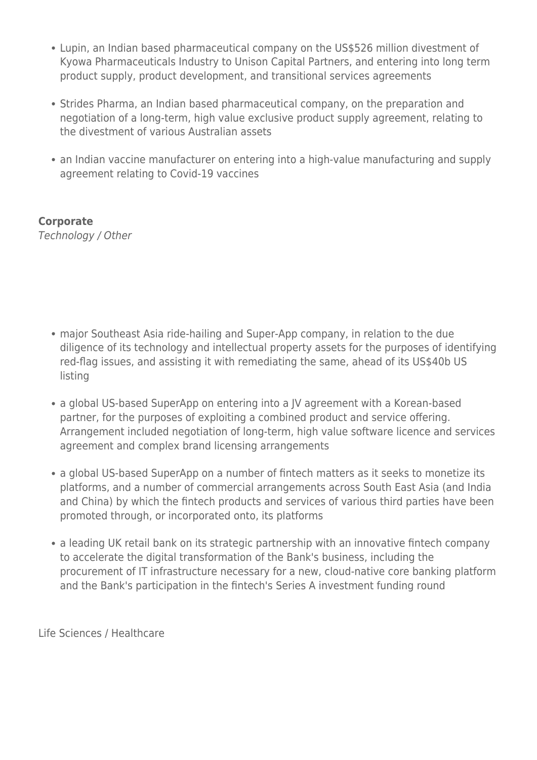- Lupin, an Indian based pharmaceutical company on the US$526 million divestment of Kyowa Pharmaceuticals Industry to Unison Capital Partners, and entering into long term product supply, product development, and transitional services agreements
- Strides Pharma, an Indian based pharmaceutical company, on the preparation and negotiation of a long-term, high value exclusive product supply agreement, relating to the divestment of various Australian assets
- an Indian vaccine manufacturer on entering into a high-value manufacturing and supply agreement relating to Covid-19 vaccines

**Corporate**
*Technology / Other*

- major Southeast Asia ride-hailing and Super-App company, in relation to the due diligence of its technology and intellectual property assets for the purposes of identifying red-flag issues, and assisting it with remediating the same, ahead of its US$40b US listing
- a global US-based SuperApp on entering into a JV agreement with a Korean-based partner, for the purposes of exploiting a combined product and service offering. Arrangement included negotiation of long-term, high value software licence and services agreement and complex brand licensing arrangements
- a global US-based SuperApp on a number of fintech matters as it seeks to monetize its platforms, and a number of commercial arrangements across South East Asia (and India and China) by which the fintech products and services of various third parties have been promoted through, or incorporated onto, its platforms
- a leading UK retail bank on its strategic partnership with an innovative fintech company to accelerate the digital transformation of the Bank's business, including the procurement of IT infrastructure necessary for a new, cloud-native core banking platform and the Bank's participation in the fintech's Series A investment funding round

Life Sciences / Healthcare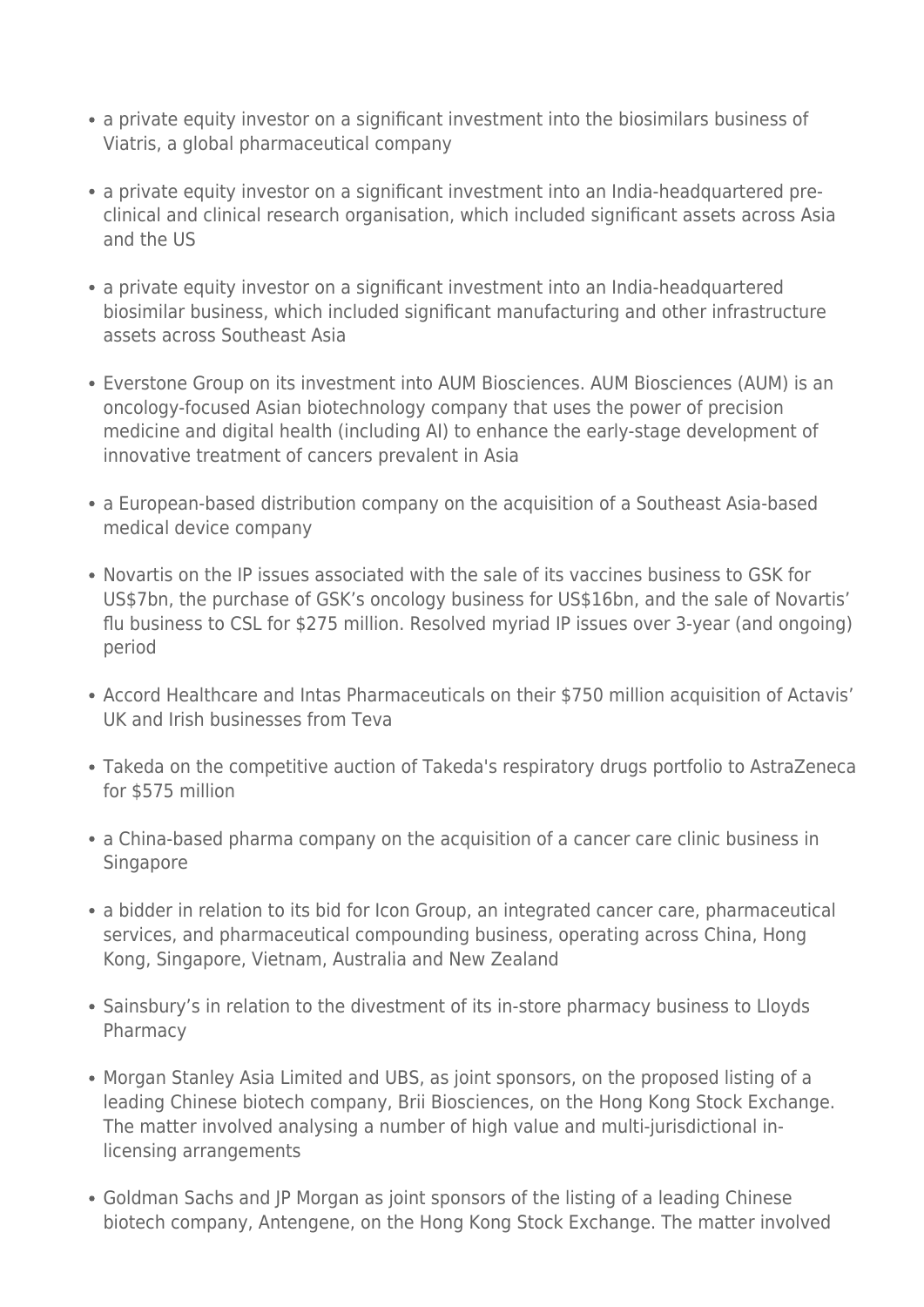- a private equity investor on a significant investment into the biosimilars business of Viatris, a global pharmaceutical company
- a private equity investor on a significant investment into an India-headquartered pre-clinical and clinical research organisation, which included significant assets across Asia and the US
- a private equity investor on a significant investment into an India-headquartered biosimilar business, which included significant manufacturing and other infrastructure assets across Southeast Asia
- Everstone Group on its investment into AUM Biosciences. AUM Biosciences (AUM) is an oncology-focused Asian biotechnology company that uses the power of precision medicine and digital health (including AI) to enhance the early-stage development of innovative treatment of cancers prevalent in Asia
- a European-based distribution company on the acquisition of a Southeast Asia-based medical device company
- Novartis on the IP issues associated with the sale of its vaccines business to GSK for US$7bn, the purchase of GSK's oncology business for US$16bn, and the sale of Novartis' flu business to CSL for $275 million. Resolved myriad IP issues over 3-year (and ongoing) period
- Accord Healthcare and Intas Pharmaceuticals on their $750 million acquisition of Actavis' UK and Irish businesses from Teva
- Takeda on the competitive auction of Takeda's respiratory drugs portfolio to AstraZeneca for $575 million
- a China-based pharma company on the acquisition of a cancer care clinic business in Singapore
- a bidder in relation to its bid for Icon Group, an integrated cancer care, pharmaceutical services, and pharmaceutical compounding business, operating across China, Hong Kong, Singapore, Vietnam, Australia and New Zealand
- Sainsbury's in relation to the divestment of its in-store pharmacy business to Lloyds Pharmacy
- Morgan Stanley Asia Limited and UBS, as joint sponsors, on the proposed listing of a leading Chinese biotech company, Brii Biosciences, on the Hong Kong Stock Exchange. The matter involved analysing a number of high value and multi-jurisdictional in-licensing arrangements
- Goldman Sachs and JP Morgan as joint sponsors of the listing of a leading Chinese biotech company, Antengene, on the Hong Kong Stock Exchange. The matter involved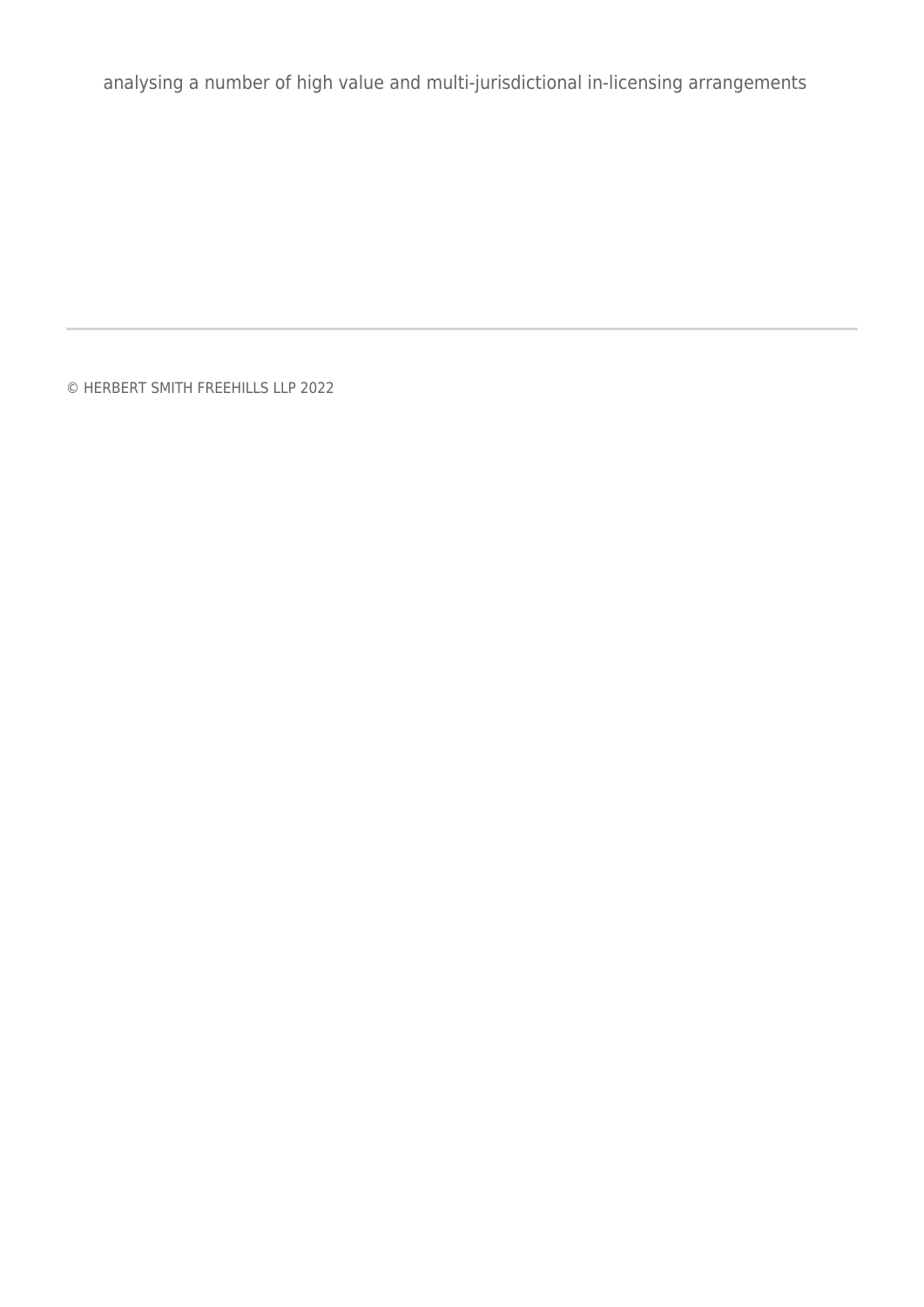analysing a number of high value and multi-jurisdictional in-licensing arrangements

---

© HERBERT SMITH FREEHILLS LLP 2022